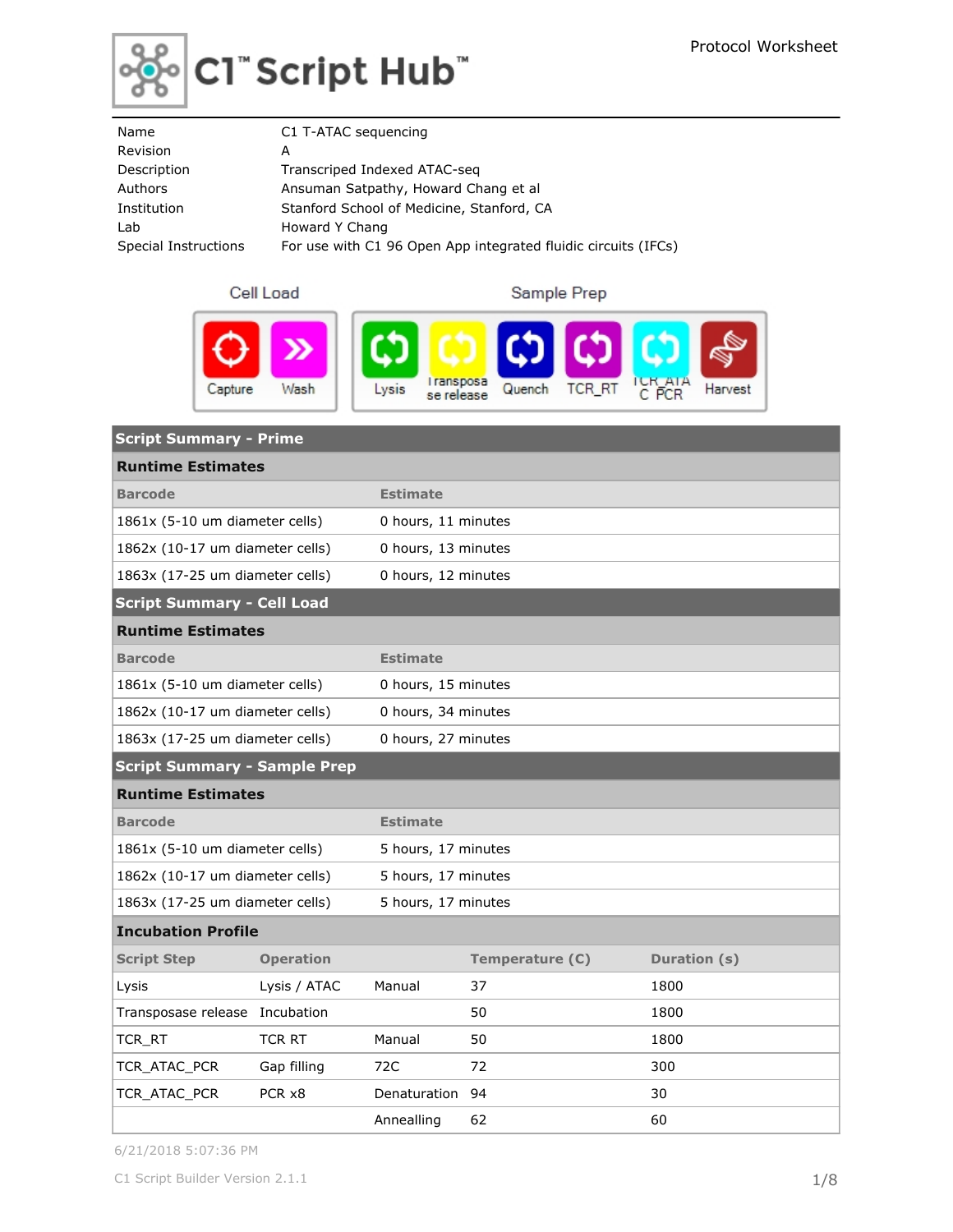# C1™ Script Hub™

Protocol Worksheet

| | |
|---|---|
| Name | C1 T-ATAC sequencing |
| Revision | A |
| Description | Transcriped Indexed ATAC-seq |
| Authors | Ansuman Satpathy, Howard Chang et al |
| Institution | Stanford School of Medicine, Stanford, CA |
| Lab | Howard Y Chang |
| Special Instructions | For use with C1 96 Open App integrated fluidic circuits (IFCs) |

Cell Load: Capture, Wash

Sample Prep: Lysis, Transposase release, Quench, TCR_RT, TCR_ATAC_PCR, Harvest

## Script Summary - Prime

### Runtime Estimates

| Barcode | Estimate |
|---|---|
| 1861x (5-10 um diameter cells) | 0 hours, 11 minutes |
| 1862x (10-17 um diameter cells) | 0 hours, 13 minutes |
| 1863x (17-25 um diameter cells) | 0 hours, 12 minutes |

## Script Summary - Cell Load

### Runtime Estimates

| Barcode | Estimate |
|---|---|
| 1861x (5-10 um diameter cells) | 0 hours, 15 minutes |
| 1862x (10-17 um diameter cells) | 0 hours, 34 minutes |
| 1863x (17-25 um diameter cells) | 0 hours, 27 minutes |

## Script Summary - Sample Prep

### Runtime Estimates

| Barcode | Estimate |
|---|---|
| 1861x (5-10 um diameter cells) | 5 hours, 17 minutes |
| 1862x (10-17 um diameter cells) | 5 hours, 17 minutes |
| 1863x (17-25 um diameter cells) | 5 hours, 17 minutes |

### Incubation Profile

| Script Step | Operation | | Temperature (C) | Duration (s) |
|---|---|---|---|---|
| Lysis | Lysis / ATAC | Manual | 37 | 1800 |
| Transposase release | Incubation | | 50 | 1800 |
| TCR_RT | TCR RT | Manual | 50 | 1800 |
| TCR_ATAC_PCR | Gap filling | 72C | 72 | 300 |
| TCR_ATAC_PCR | PCR x8 | Denaturation | 94 | 30 |
| | | Annealling | 62 | 60 |

6/21/2018 5:07:36 PM

C1 Script Builder Version 2.1.1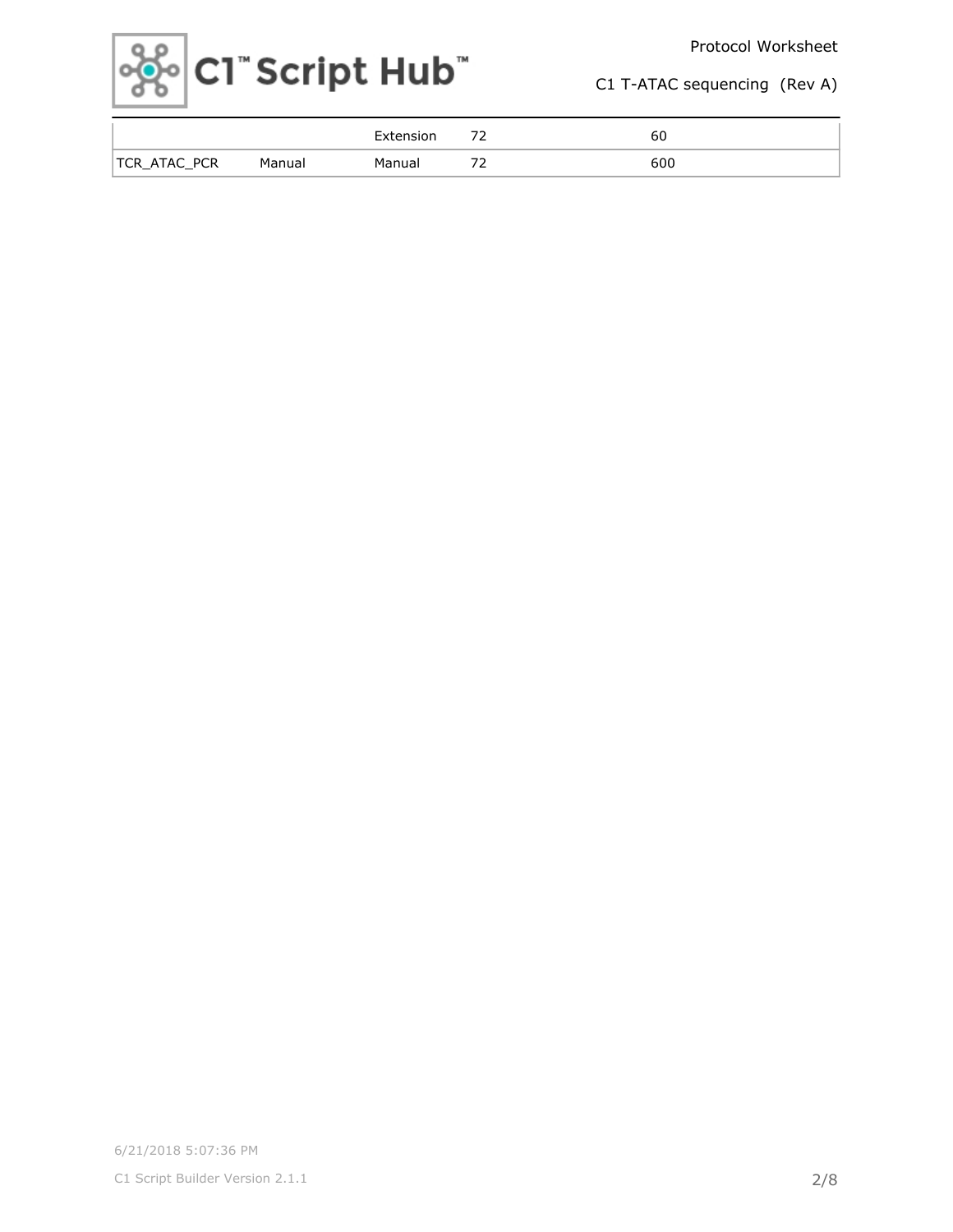| | | | | |
|---|---|---|---|---|
| | | Extension | 72 | 60 |
| TCR_ATAC_PCR | Manual | Manual | 72 | 600 |

6/21/2018 5:07:36 PM

C1 Script Builder Version 2.1.1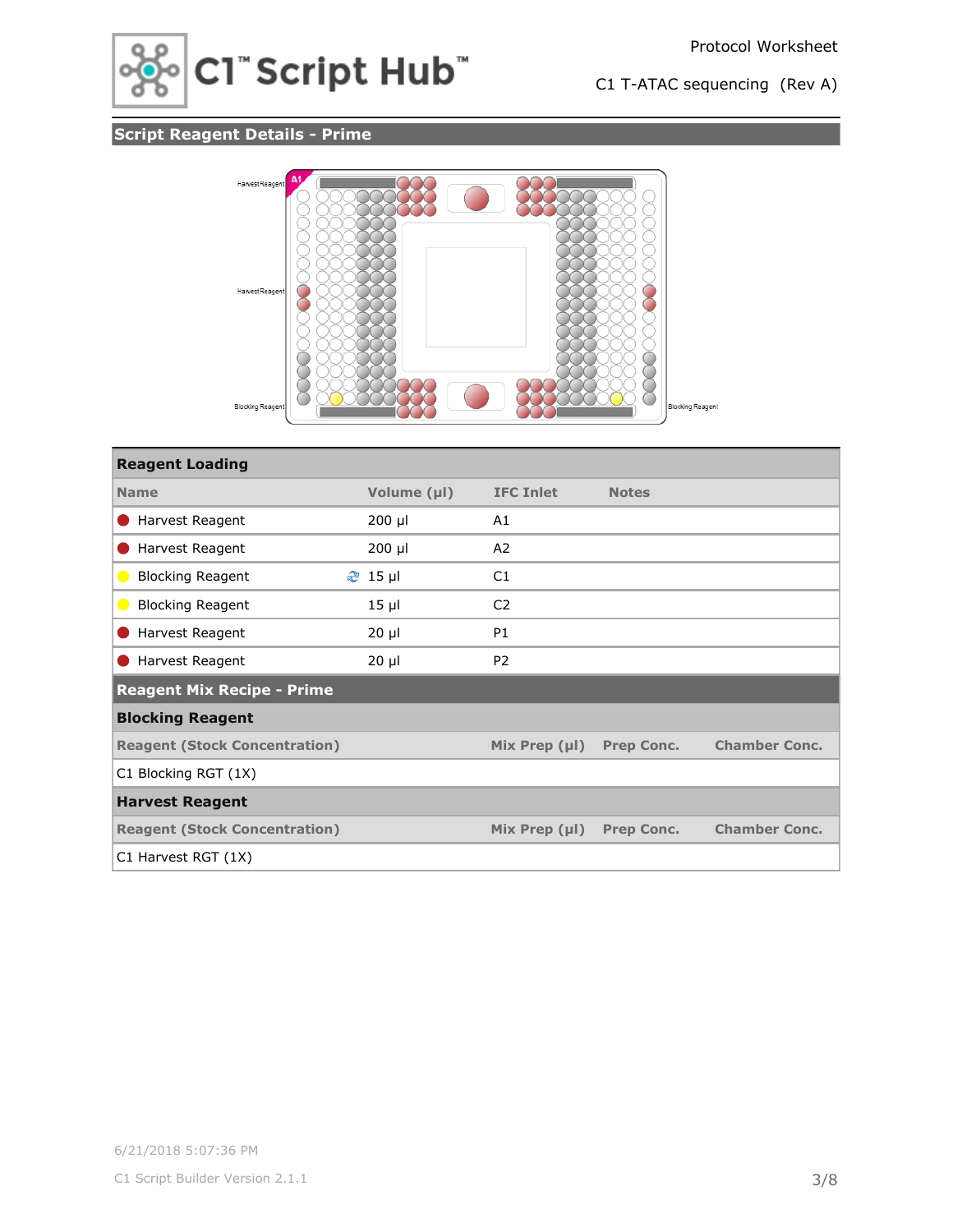## Script Reagent Details - Prime

Harvest Reagent

Harvest Reagent

Blocking Reagent

Blocking Reagent

A1

| Reagent Loading | | | |
|---|---|---|---|
| **Name** | **Volume (µl)** | **IFC Inlet** | **Notes** |
| Harvest Reagent | 200 µl | A1 | |
| Harvest Reagent | 200 µl | A2 | |
| Blocking Reagent | 15 µl | C1 | |
| Blocking Reagent | 15 µl | C2 | |
| Harvest Reagent | 20 µl | P1 | |
| Harvest Reagent | 20 µl | P2 | |

## Reagent Mix Recipe - Prime

### Blocking Reagent

| Reagent (Stock Concentration) | Mix Prep (µl) | Prep Conc. | Chamber Conc. |
|---|---|---|---|
| C1 Blocking RGT (1X) | | | |

### Harvest Reagent

| Reagent (Stock Concentration) | Mix Prep (µl) | Prep Conc. | Chamber Conc. |
|---|---|---|---|
| C1 Harvest RGT (1X) | | | |

6/21/2018 5:07:36 PM

C1 Script Builder Version 2.1.1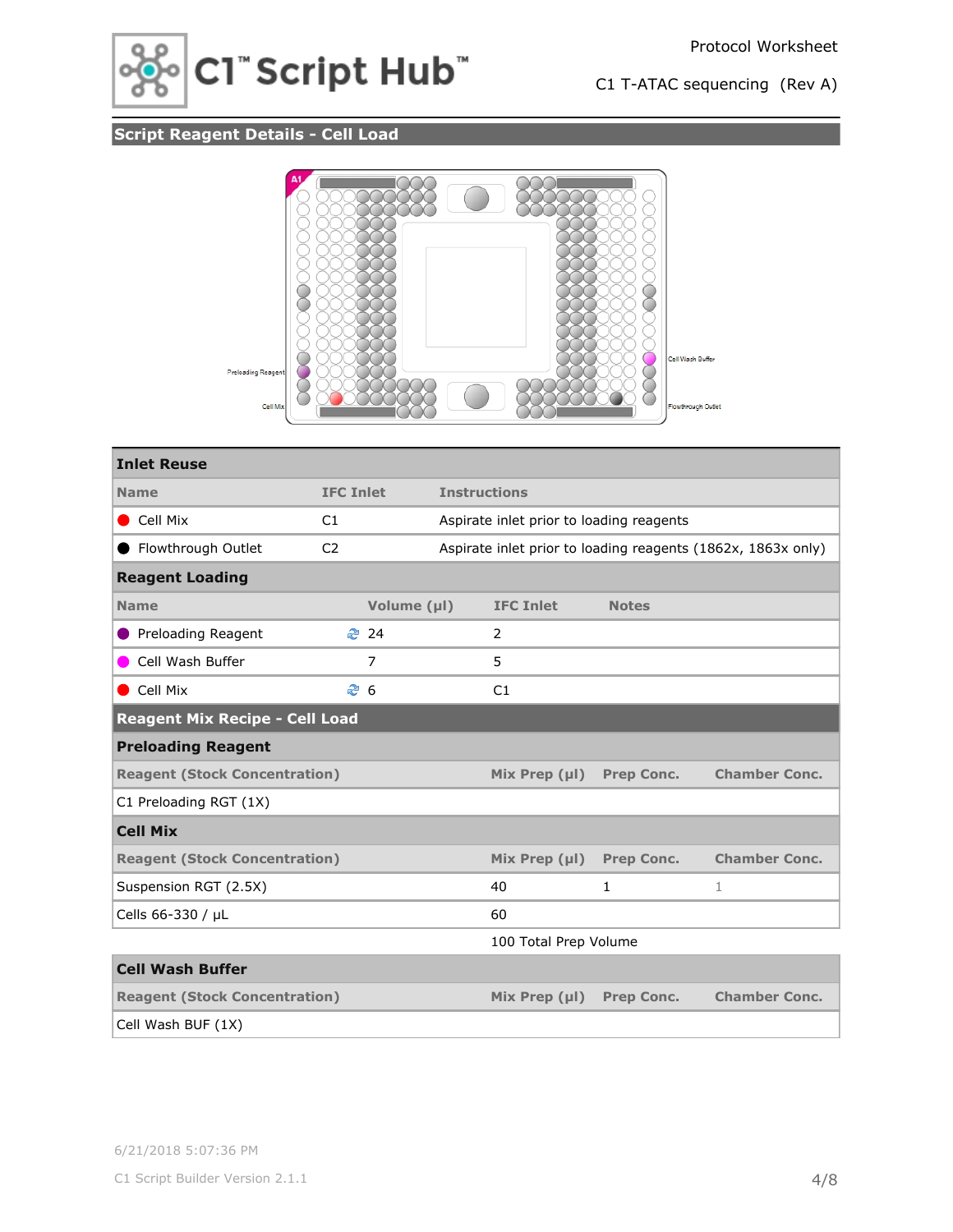## Script Reagent Details - Cell Load

Preloading Reagent

Cell Mix

Cell Wash Buffer

Flowthrough Outlet

### Inlet Reuse

| Name | IFC Inlet | Instructions |
|---|---|---|
| Cell Mix | C1 | Aspirate inlet prior to loading reagents |
| Flowthrough Outlet | C2 | Aspirate inlet prior to loading reagents (1862x, 1863x only) |

### Reagent Loading

| Name | Volume (µl) | IFC Inlet | Notes |
|---|---|---|---|
| Preloading Reagent | 24 | 2 | |
| Cell Wash Buffer | 7 | 5 | |
| Cell Mix | 6 | C1 | |

### Reagent Mix Recipe - Cell Load

#### Preloading Reagent

| Reagent (Stock Concentration) | Mix Prep (µl) | Prep Conc. | Chamber Conc. |
|---|---|---|---|
| C1 Preloading RGT (1X) | | | |

#### Cell Mix

| Reagent (Stock Concentration) | Mix Prep (µl) | Prep Conc. | Chamber Conc. |
|---|---|---|---|
| Suspension RGT (2.5X) | 40 | 1 | 1 |
| Cells 66-330 / µL | 60 | | |
| | 100 Total Prep Volume | | |

#### Cell Wash Buffer

| Reagent (Stock Concentration) | Mix Prep (µl) | Prep Conc. | Chamber Conc. |
|---|---|---|---|
| Cell Wash BUF (1X) | | | |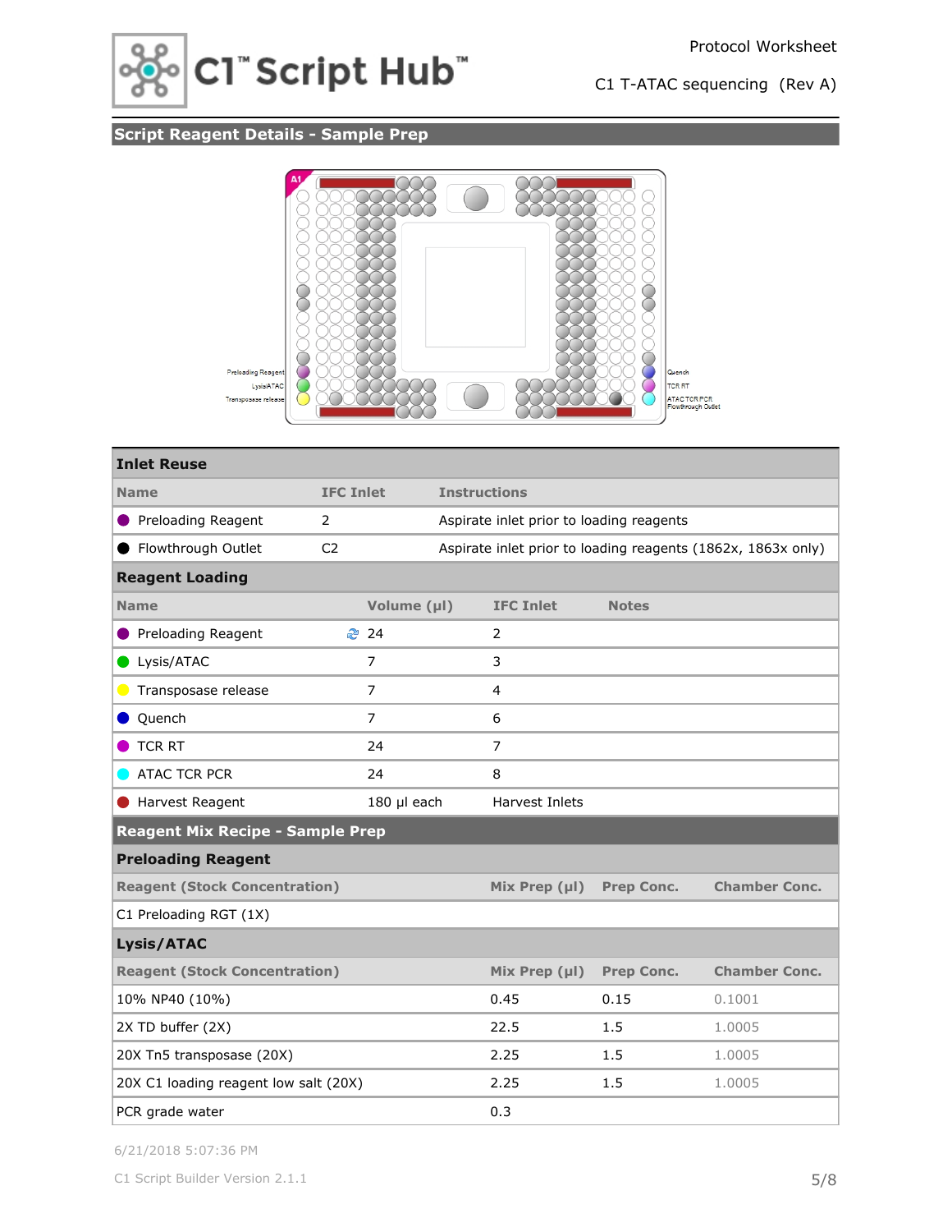## Script Reagent Details - Sample Prep

Preloading Reagent
Lysis/ATAC
Transposase release
A1
Quench
TCR RT
ATAC TCR PCR
Flowthrough Outlet

### Inlet Reuse

| Name | IFC Inlet | Instructions |
|---|---|---|
| Preloading Reagent | 2 | Aspirate inlet prior to loading reagents |
| Flowthrough Outlet | C2 | Aspirate inlet prior to loading reagents (1862x, 1863x only) |

### Reagent Loading

| Name | Volume (µl) | IFC Inlet | Notes |
|---|---|---|---|
| Preloading Reagent | 24 | 2 | |
| Lysis/ATAC | 7 | 3 | |
| Transposase release | 7 | 4 | |
| Quench | 7 | 6 | |
| TCR RT | 24 | 7 | |
| ATAC TCR PCR | 24 | 8 | |
| Harvest Reagent | 180 µl each | Harvest Inlets | |

## Reagent Mix Recipe - Sample Prep

### Preloading Reagent

| Reagent (Stock Concentration) | Mix Prep (µl) | Prep Conc. | Chamber Conc. |
|---|---|---|---|
| C1 Preloading RGT (1X) | | | |

### Lysis/ATAC

| Reagent (Stock Concentration) | Mix Prep (µl) | Prep Conc. | Chamber Conc. |
|---|---|---|---|
| 10% NP40 (10%) | 0.45 | 0.15 | 0.1001 |
| 2X TD buffer (2X) | 22.5 | 1.5 | 1.0005 |
| 20X Tn5 transposase (20X) | 2.25 | 1.5 | 1.0005 |
| 20X C1 loading reagent low salt (20X) | 2.25 | 1.5 | 1.0005 |
| PCR grade water | 0.3 | | |

6/21/2018 5:07:36 PM

C1 Script Builder Version 2.1.1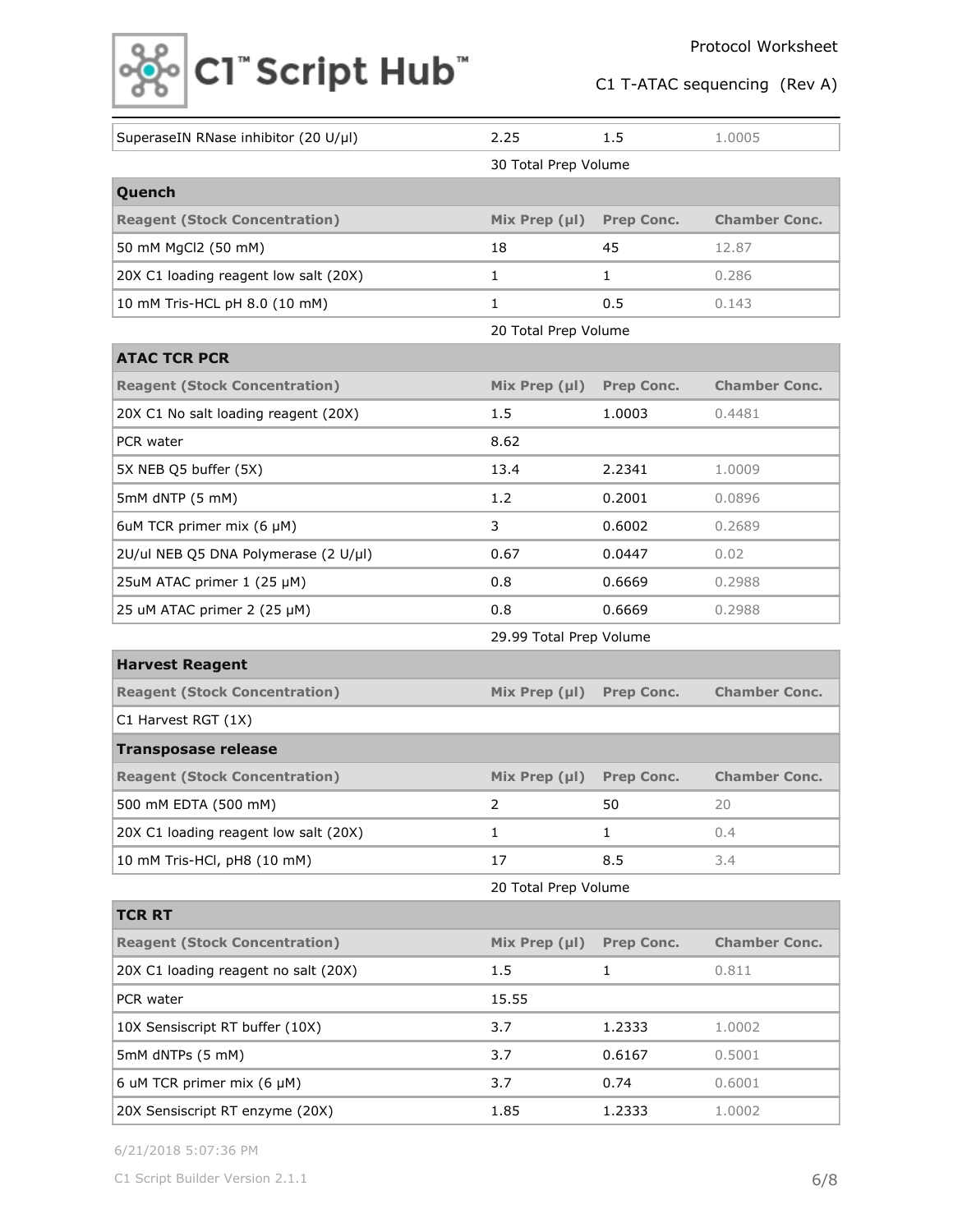| | | | |
|---|---|---|---|
| SuperaseIN RNase inhibitor (20 U/µl) | 2.25 | 1.5 | 1.0005 |

30 Total Prep Volume

### Quench

| Reagent (Stock Concentration) | Mix Prep (µl) | Prep Conc. | Chamber Conc. |
|---|---|---|---|
| 50 mM MgCl2 (50 mM) | 18 | 45 | 12.87 |
| 20X C1 loading reagent low salt (20X) | 1 | 1 | 0.286 |
| 10 mM Tris-HCL pH 8.0 (10 mM) | 1 | 0.5 | 0.143 |

20 Total Prep Volume

### ATAC TCR PCR

| Reagent (Stock Concentration) | Mix Prep (µl) | Prep Conc. | Chamber Conc. |
|---|---|---|---|
| 20X C1 No salt loading reagent (20X) | 1.5 | 1.0003 | 0.4481 |
| PCR water | 8.62 | | |
| 5X NEB Q5 buffer (5X) | 13.4 | 2.2341 | 1.0009 |
| 5mM dNTP (5 mM) | 1.2 | 0.2001 | 0.0896 |
| 6uM TCR primer mix (6 µM) | 3 | 0.6002 | 0.2689 |
| 2U/ul NEB Q5 DNA Polymerase (2 U/µl) | 0.67 | 0.0447 | 0.02 |
| 25uM ATAC primer 1 (25 µM) | 0.8 | 0.6669 | 0.2988 |
| 25 uM ATAC primer 2 (25 µM) | 0.8 | 0.6669 | 0.2988 |

29.99 Total Prep Volume

### Harvest Reagent

| Reagent (Stock Concentration) | Mix Prep (µl) | Prep Conc. | Chamber Conc. |
|---|---|---|---|
| C1 Harvest RGT (1X) | | | |

### Transposase release

| Reagent (Stock Concentration) | Mix Prep (µl) | Prep Conc. | Chamber Conc. |
|---|---|---|---|
| 500 mM EDTA (500 mM) | 2 | 50 | 20 |
| 20X C1 loading reagent low salt (20X) | 1 | 1 | 0.4 |
| 10 mM Tris-HCl, pH8 (10 mM) | 17 | 8.5 | 3.4 |

20 Total Prep Volume

### TCR RT

| Reagent (Stock Concentration) | Mix Prep (µl) | Prep Conc. | Chamber Conc. |
|---|---|---|---|
| 20X C1 loading reagent no salt (20X) | 1.5 | 1 | 0.811 |
| PCR water | 15.55 | | |
| 10X Sensiscript RT buffer (10X) | 3.7 | 1.2333 | 1.0002 |
| 5mM dNTPs (5 mM) | 3.7 | 0.6167 | 0.5001 |
| 6 uM TCR primer mix (6 µM) | 3.7 | 0.74 | 0.6001 |
| 20X Sensiscript RT enzyme (20X) | 1.85 | 1.2333 | 1.0002 |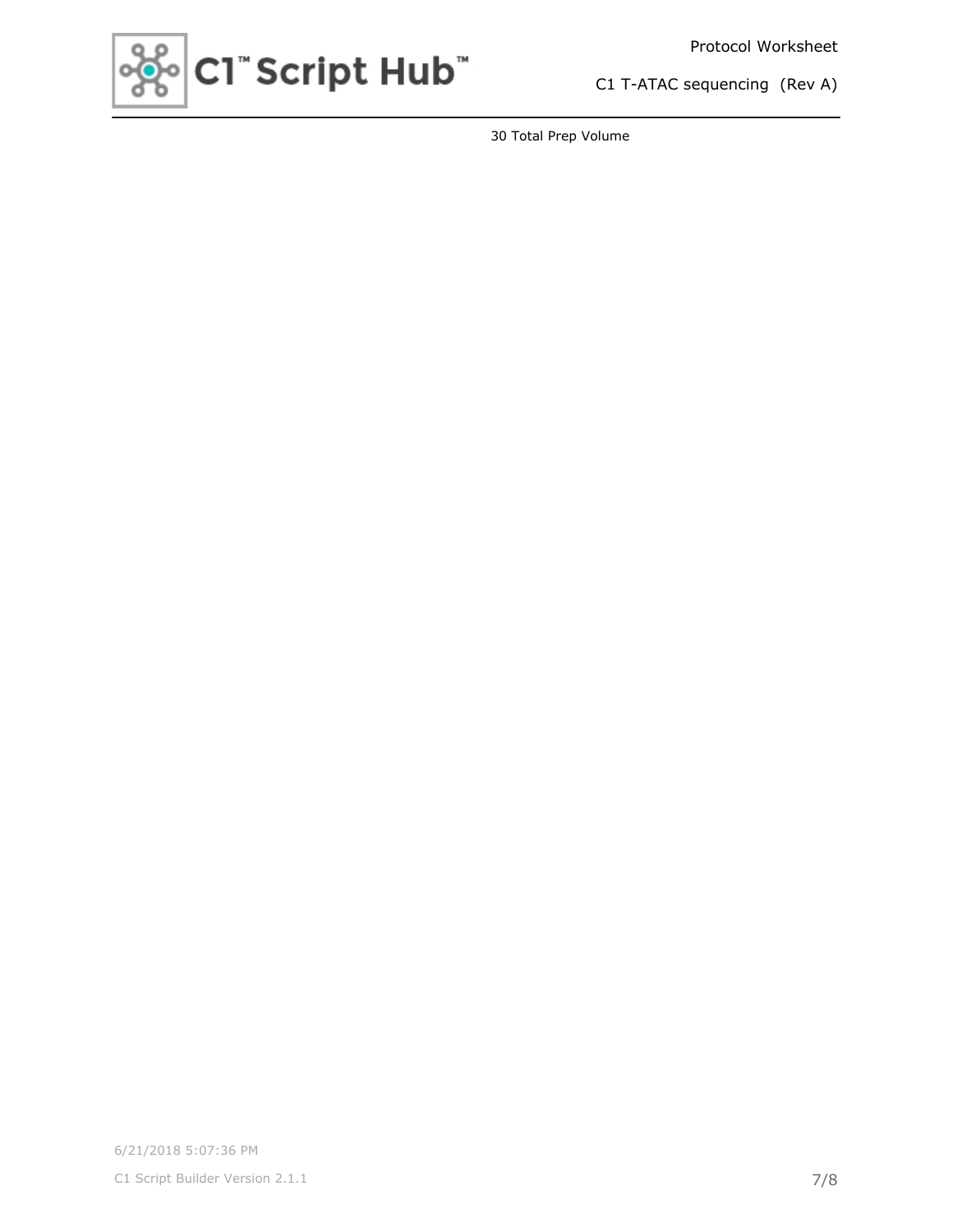30 Total Prep Volume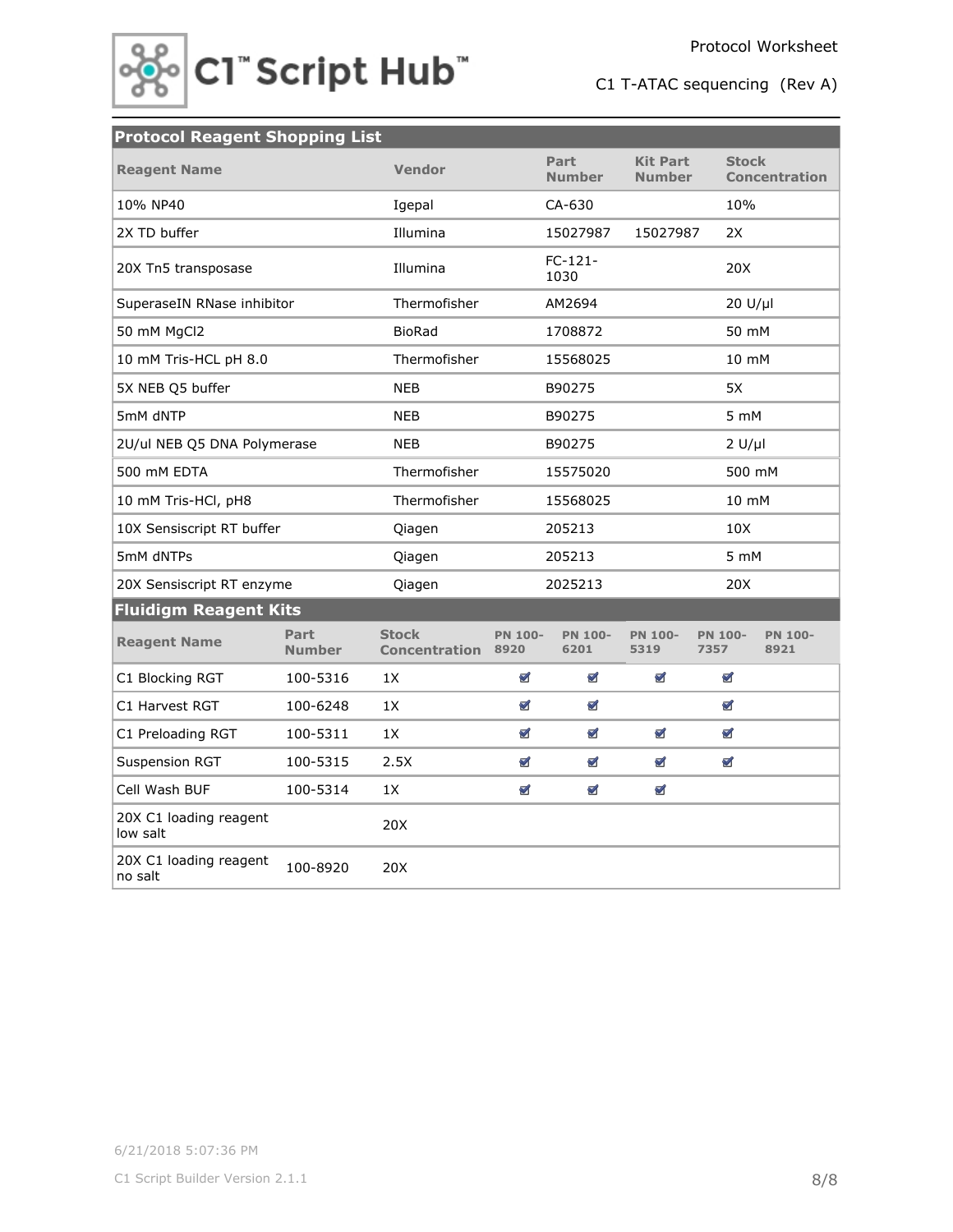## Protocol Reagent Shopping List

| Reagent Name | Vendor | Part Number | Kit Part Number | Stock Concentration |
|---|---|---|---|---|
| 10% NP40 | Igepal | CA-630 | | 10% |
| 2X TD buffer | Illumina | 15027987 | 15027987 | 2X |
| 20X Tn5 transposase | Illumina | FC-121-1030 | | 20X |
| SuperaseIN RNase inhibitor | Thermofisher | AM2694 | | 20 U/µl |
| 50 mM MgCl2 | BioRad | 1708872 | | 50 mM |
| 10 mM Tris-HCL pH 8.0 | Thermofisher | 15568025 | | 10 mM |
| 5X NEB Q5 buffer | NEB | B90275 | | 5X |
| 5mM dNTP | NEB | B90275 | | 5 mM |
| 2U/ul NEB Q5 DNA Polymerase | NEB | B90275 | | 2 U/µl |
| 500 mM EDTA | Thermofisher | 15575020 | | 500 mM |
| 10 mM Tris-HCl, pH8 | Thermofisher | 15568025 | | 10 mM |
| 10X Sensiscript RT buffer | Qiagen | 205213 | | 10X |
| 5mM dNTPs | Qiagen | 205213 | | 5 mM |
| 20X Sensiscript RT enzyme | Qiagen | 2025213 | | 20X |

## Fluidigm Reagent Kits

| Reagent Name | Part Number | Stock Concentration | PN 100-8920 | PN 100-6201 | PN 100-5319 | PN 100-7357 | PN 100-8921 |
|---|---|---|---|---|---|---|---|
| C1 Blocking RGT | 100-5316 | 1X | ✓ | ✓ | ✓ | ✓ | |
| C1 Harvest RGT | 100-6248 | 1X | ✓ | ✓ | | ✓ | |
| C1 Preloading RGT | 100-5311 | 1X | ✓ | ✓ | ✓ | ✓ | |
| Suspension RGT | 100-5315 | 2.5X | ✓ | ✓ | ✓ | ✓ | |
| Cell Wash BUF | 100-5314 | 1X | ✓ | ✓ | ✓ | | |
| 20X C1 loading reagent low salt | | 20X | | | | | |
| 20X C1 loading reagent no salt | 100-8920 | 20X | | | | | |